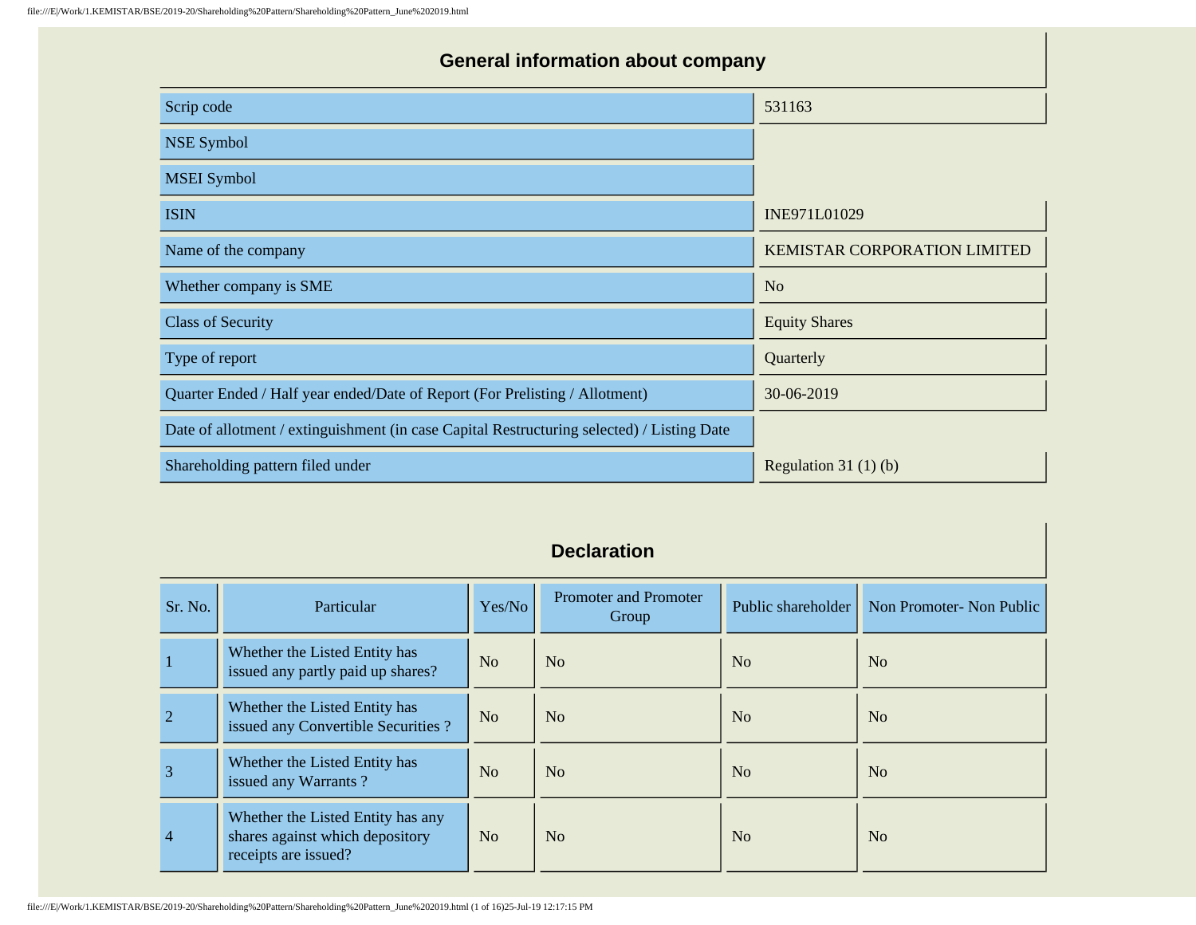## General information about company

| | |
|---|---|
| Scrip code | 531163 |
| NSE Symbol | |
| MSEI Symbol | |
| ISIN | INE971L01029 |
| Name of the company | KEMISTAR CORPORATION LIMITED |
| Whether company is SME | No |
| Class of Security | Equity Shares |
| Type of report | Quarterly |
| Quarter Ended / Half year ended/Date of Report (For Prelisting / Allotment) | 30-06-2019 |
| Date of allotment / extinguishment (in case Capital Restructuring selected) / Listing Date | |
| Shareholding pattern filed under | Regulation 31 (1) (b) |

## Declaration

| Sr. No. | Particular | Yes/No | Promoter and Promoter Group | Public shareholder | Non Promoter- Non Public |
|---|---|---|---|---|---|
| 1 | Whether the Listed Entity has issued any partly paid up shares? | No | No | No | No |
| 2 | Whether the Listed Entity has issued any Convertible Securities ? | No | No | No | No |
| 3 | Whether the Listed Entity has issued any Warrants ? | No | No | No | No |
| 4 | Whether the Listed Entity has any shares against which depository receipts are issued? | No | No | No | No |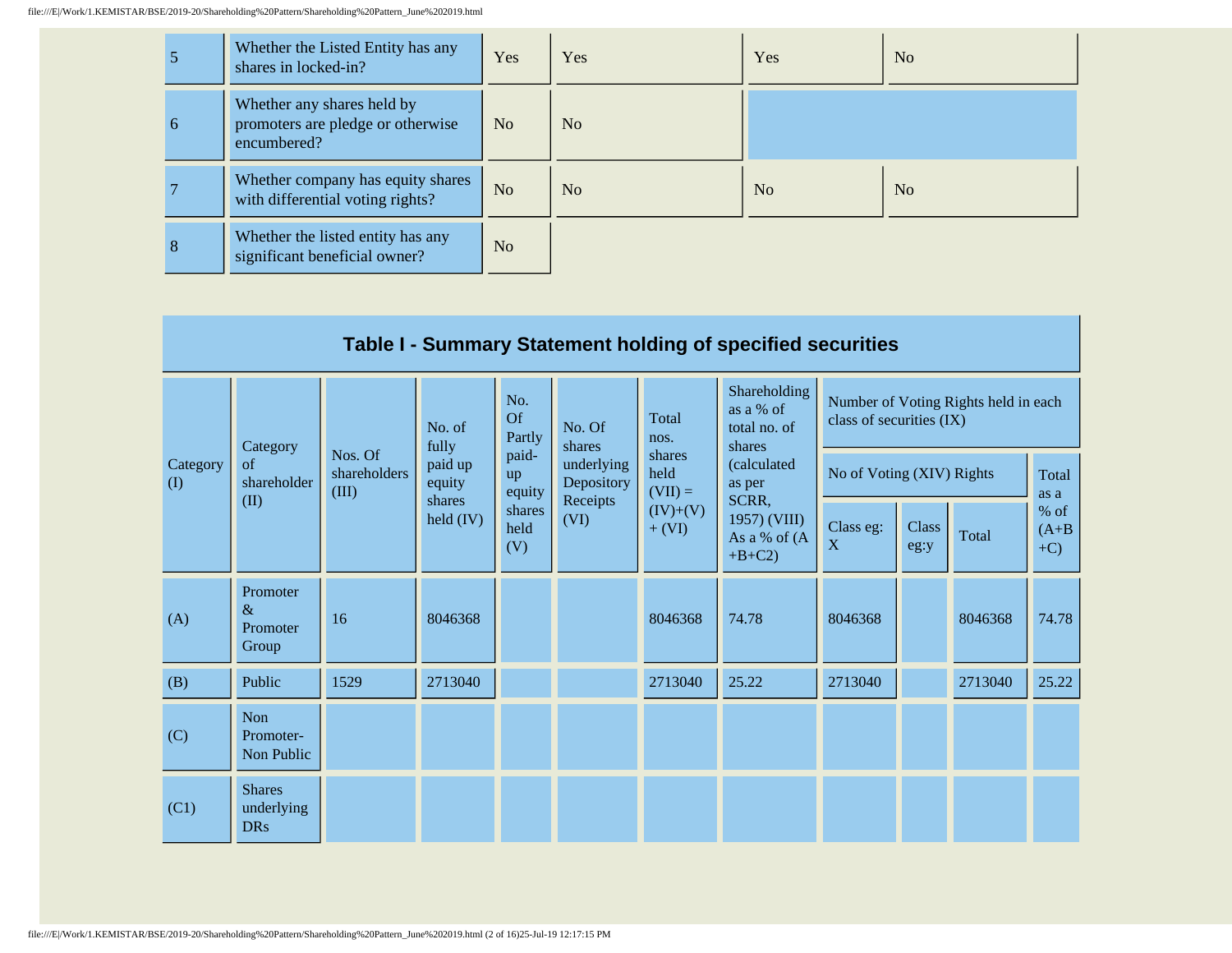| | | | | | |
|---|---|---|---|---|---|
| 5 | Whether the Listed Entity has any shares in locked-in? | Yes | Yes | Yes | No |
| 6 | Whether any shares held by promoters are pledge or otherwise encumbered? | No | No | | |
| 7 | Whether company has equity shares with differential voting rights? | No | No | No | No |
| 8 | Whether the listed entity has any significant beneficial owner? | No | | | |

## Table I - Summary Statement holding of specified securities

| Category (I) | Category of shareholder (II) | Nos. Of shareholders (III) | No. of fully paid up equity shares held (IV) | No. Of Partly paid-up equity shares held (V) | No. Of shares underlying Depository Receipts (VI) | Total nos. shares held (VII) = (IV)+(V)+ (VI) | Shareholding as a % of total no. of shares (calculated as per SCRR, 1957) (VIII) As a % of (A+B+C2) | Number of Voting Rights held in each class of securities (IX) | | | |
|---|---|---|---|---|---|---|---|---|---|---|---|
| | | | | | | | | No of Voting (XIV) Rights | | | Total as a % of (A+B+C) |
| | | | | | | | | Class eg: X | Class eg:y | Total | |
| (A) | Promoter & Promoter Group | 16 | 8046368 | | | 8046368 | 74.78 | 8046368 | | 8046368 | 74.78 |
| (B) | Public | 1529 | 2713040 | | | 2713040 | 25.22 | 2713040 | | 2713040 | 25.22 |
| (C) | Non Promoter- Non Public | | | | | | | | | | |
| (C1) | Shares underlying DRs | | | | | | | | | | |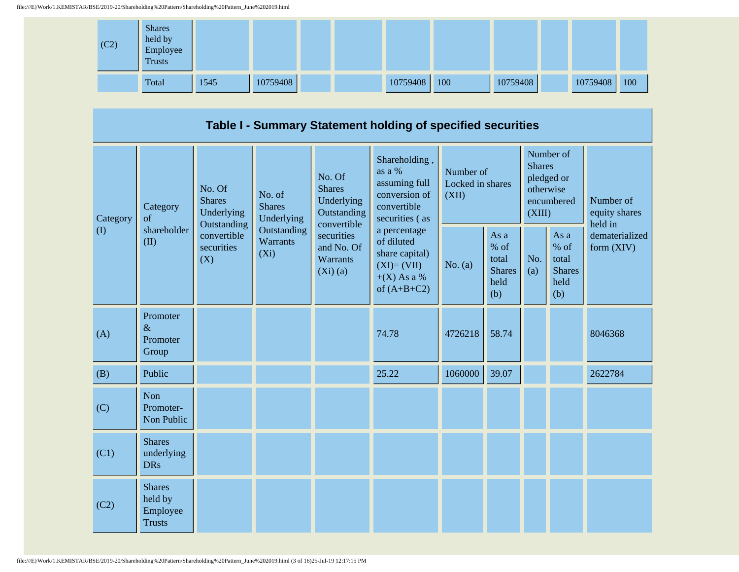| (C2) | Shares held by Employee Trusts | | | | | | | | | | |
|---|---|---|---|---|---|---|---|---|---|---|---|
| | Total | 1545 | 10759408 | | | 10759408 | 100 | 10759408 | | 10759408 | 100 |

## Table I - Summary Statement holding of specified securities

| Category (I) | Category of shareholder (II) | No. Of Shares Underlying Outstanding convertible securities (X) | No. of Shares Underlying Outstanding Warrants (Xi) | No. Of Shares Underlying Outstanding convertible securities and No. Of Warrants (Xi) (a) | Shareholding , as a % assuming full conversion of convertible securities ( as a percentage of diluted share capital) (XI)= (VII)+(X) As a % of (A+B+C2) | Number of Locked in shares (XII) | | Number of Shares pledged or otherwise encumbered (XIII) | | Number of equity shares held in dematerialized form (XIV) |
|---|---|---|---|---|---|---|---|---|---|---|
| | | | | | | No. (a) | As a % of total Shares held (b) | No. (a) | As a % of total Shares held (b) | |
| (A) | Promoter & Promoter Group | | | | 74.78 | 4726218 | 58.74 | | | 8046368 |
| (B) | Public | | | | 25.22 | 1060000 | 39.07 | | | 2622784 |
| (C) | Non Promoter- Non Public | | | | | | | | | |
| (C1) | Shares underlying DRs | | | | | | | | | |
| (C2) | Shares held by Employee Trusts | | | | | | | | | |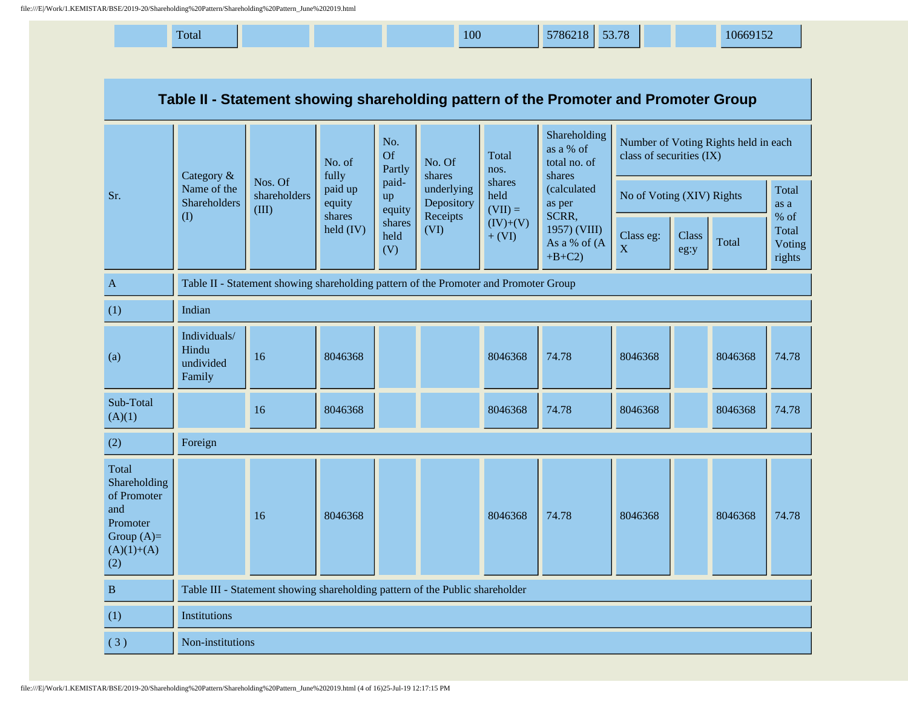| | Total | | | | 100 | 5786218 | 53.78 | | | 10669152 |
|---|---|---|---|---|---|---|---|---|---|---|

## Table II - Statement showing shareholding pattern of the Promoter and Promoter Group

| Sr. | Category & Name of the Shareholders (I) | Nos. Of shareholders (III) | No. of fully paid up equity shares held (IV) | No. Of Partly paid-up equity shares held (V) | No. Of shares underlying Depository Receipts (VI) | Total nos. shares held (VII) = (IV)+(V)+ (VI) | Shareholding as a % of total no. of shares (calculated as per SCRR, 1957) (VIII) As a % of (A+B+C2) | Number of Voting Rights held in each class of securities (IX) | | | |
|---|---|---|---|---|---|---|---|---|---|---|---|
| | | | | | | | | No of Voting (XIV) Rights | | | Total as a % of Total Voting rights |
| | | | | | | | | Class eg: X | Class eg:y | Total | |
| A | Table II - Statement showing shareholding pattern of the Promoter and Promoter Group | | | | | | | | | | |
| (1) | Indian | | | | | | | | | | |
| (a) | Individuals/ Hindu undivided Family | 16 | 8046368 | | | 8046368 | 74.78 | 8046368 | | 8046368 | 74.78 |
| Sub-Total (A)(1) | | 16 | 8046368 | | | 8046368 | 74.78 | 8046368 | | 8046368 | 74.78 |
| (2) | Foreign | | | | | | | | | | |
| Total Shareholding of Promoter and Promoter Group (A)=(A)(1)+(A)(2) | | 16 | 8046368 | | | 8046368 | 74.78 | 8046368 | | 8046368 | 74.78 |
| B | Table III - Statement showing shareholding pattern of the Public shareholder | | | | | | | | | | |
| (1) | Institutions | | | | | | | | | | |
| ( 3 ) | Non-institutions | | | | | | | | | | |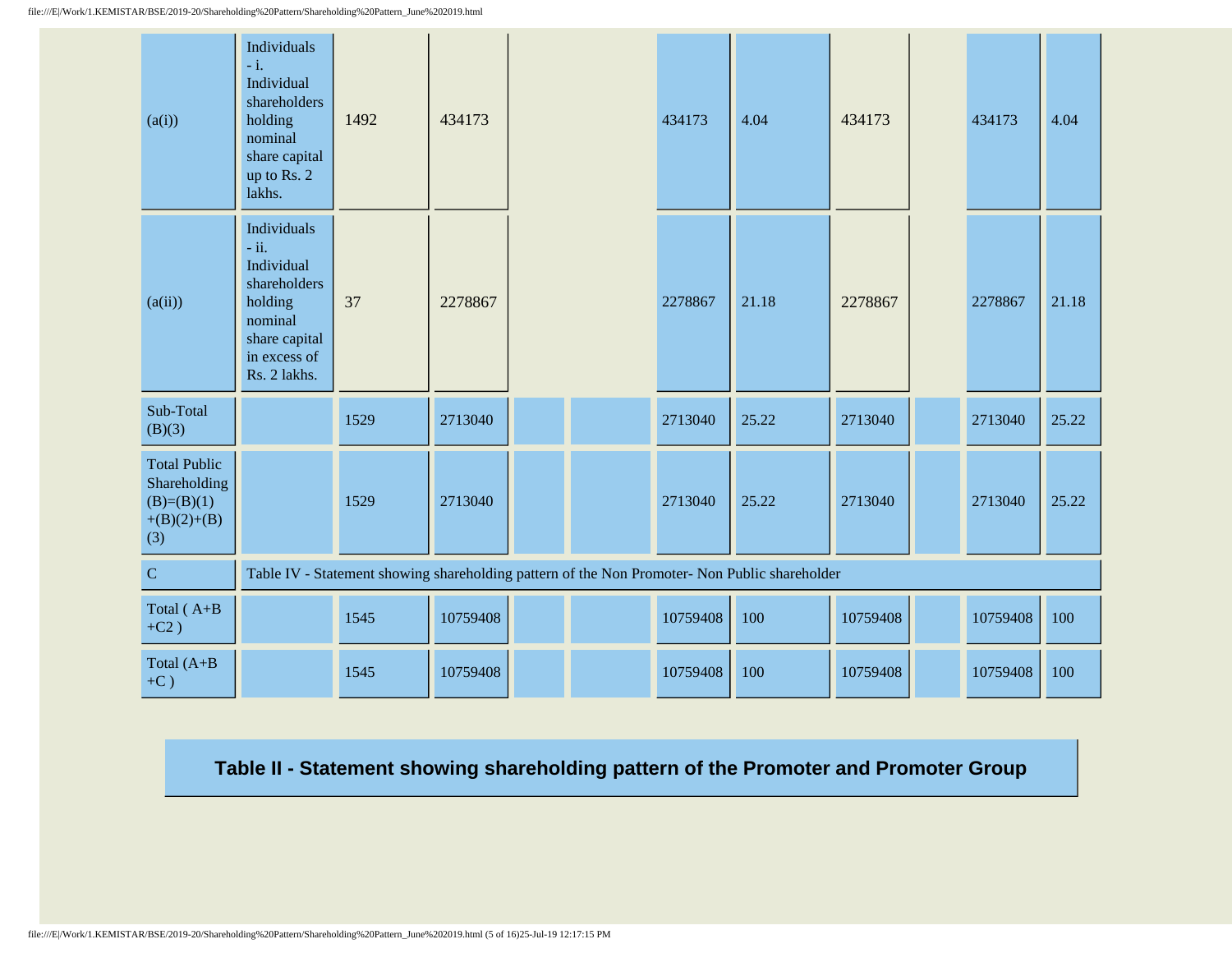| | | | | | | | | | | | |
|---|---|---|---|---|---|---|---|---|---|---|---|
| (a(i)) | Individuals - i. Individual shareholders holding nominal share capital up to Rs. 2 lakhs. | 1492 | 434173 | | | 434173 | 4.04 | 434173 | | 434173 | 4.04 |
| (a(ii)) | Individuals - ii. Individual shareholders holding nominal share capital in excess of Rs. 2 lakhs. | 37 | 2278867 | | | 2278867 | 21.18 | 2278867 | | 2278867 | 21.18 |
| Sub-Total (B)(3) | | 1529 | 2713040 | | | 2713040 | 25.22 | 2713040 | | 2713040 | 25.22 |
| Total Public Shareholding (B)=(B)(1)+(B)(2)+(B)(3) | | 1529 | 2713040 | | | 2713040 | 25.22 | 2713040 | | 2713040 | 25.22 |
| C | Table IV - Statement showing shareholding pattern of the Non Promoter- Non Public shareholder | | | | | | | | | | |
| Total ( A+B+C2 ) | | 1545 | 10759408 | | | 10759408 | 100 | 10759408 | | 10759408 | 100 |
| Total (A+B+C ) | | 1545 | 10759408 | | | 10759408 | 100 | 10759408 | | 10759408 | 100 |

## Table II - Statement showing shareholding pattern of the Promoter and Promoter Group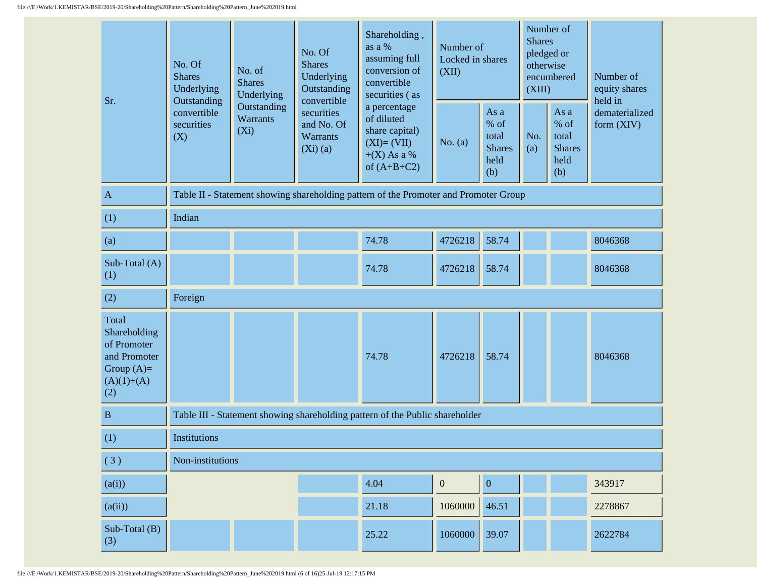| Sr. | No. Of Shares Underlying Outstanding convertible securities (X) | No. of Shares Underlying Outstanding Warrants (Xi) | No. Of Shares Underlying Outstanding convertible securities and No. Of Warrants (Xi) (a) | Shareholding , as a % assuming full conversion of convertible securities ( as a percentage of diluted share capital) (XI)= (VII)+(X) As a % of (A+B+C2) | Number of Locked in shares (XII) | | Number of Shares pledged or otherwise encumbered (XIII) | | Number of equity shares held in dematerialized form (XIV) |
|---|---|---|---|---|---|---|---|---|---|
| | | | | | No. (a) | As a % of total Shares held (b) | No. (a) | As a % of total Shares held (b) | |
| A | Table II - Statement showing shareholding pattern of the Promoter and Promoter Group | | | | | | | | |
| (1) | Indian | | | | | | | | |
| (a) | | | | 74.78 | 4726218 | 58.74 | | | 8046368 |
| Sub-Total (A)(1) | | | | 74.78 | 4726218 | 58.74 | | | 8046368 |
| (2) | Foreign | | | | | | | | |
| Total Shareholding of Promoter and Promoter Group (A)=(A)(1)+(A)(2) | | | | 74.78 | 4726218 | 58.74 | | | 8046368 |
| B | Table III - Statement showing shareholding pattern of the Public shareholder | | | | | | | | |
| (1) | Institutions | | | | | | | | |
| ( 3 ) | Non-institutions | | | | | | | | |
| (a(i)) | | | | 4.04 | 0 | 0 | | | 343917 |
| (a(ii)) | | | | 21.18 | 1060000 | 46.51 | | | 2278867 |
| Sub-Total (B)(3) | | | | 25.22 | 1060000 | 39.07 | | | 2622784 |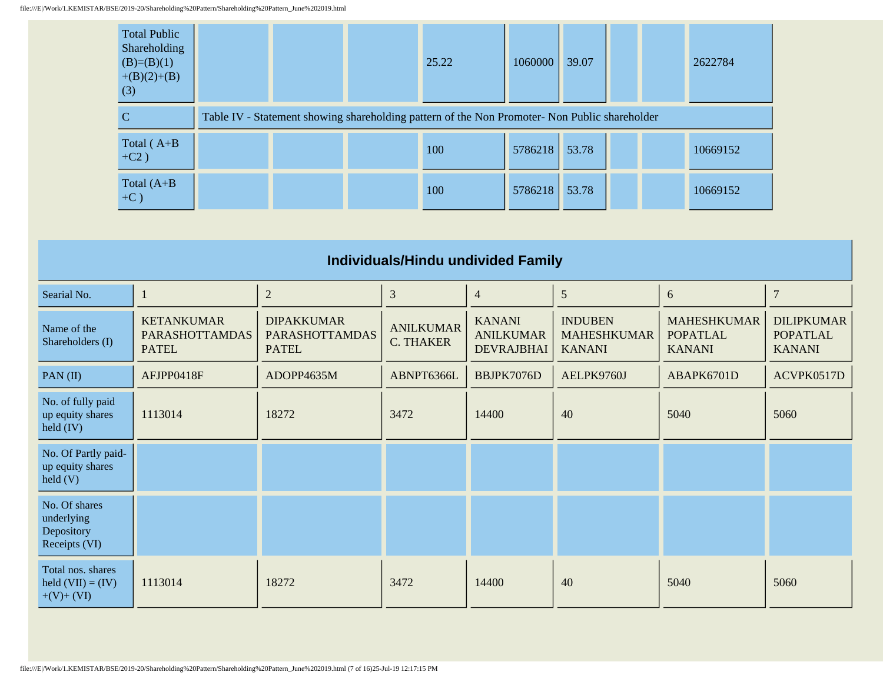| | | | | | | | | | |
|---|---|---|---|---|---|---|---|---|---|
| Total Public Shareholding (B)=(B)(1)+(B)(2)+(B)(3) | | | | 25.22 | 1060000 | 39.07 | | | 2622784 |
| C | Table IV - Statement showing shareholding pattern of the Non Promoter- Non Public shareholder | | | | | | | | |
| Total ( A+B +C2 ) | | | | 100 | 5786218 | 53.78 | | | 10669152 |
| Total (A+B +C ) | | | | 100 | 5786218 | 53.78 | | | 10669152 |

## Individuals/Hindu undivided Family

| Searial No. | 1 | 2 | 3 | 4 | 5 | 6 | 7 |
|---|---|---|---|---|---|---|---|
| Name of the Shareholders (I) | KETANKUMAR PARASHOTTAMDAS PATEL | DIPAKKUMAR PARASHOTTAMDAS PATEL | ANILKUMAR C. THAKER | KANANI ANILKUMAR DEVRAJBHAI | INDUBEN MAHESHKUMAR KANANI | MAHESHKUMAR POPATLAL KANANI | DILIPKUMAR POPATLAL KANANI |
| PAN (II) | AFJPP0418F | ADOPP4635M | ABNPT6366L | BBJPK7076D | AELPK9760J | ABAPK6701D | ACVPK0517D |
| No. of fully paid up equity shares held (IV) | 1113014 | 18272 | 3472 | 14400 | 40 | 5040 | 5060 |
| No. Of Partly paid-up equity shares held (V) | | | | | | | |
| No. Of shares underlying Depository Receipts (VI) | | | | | | | |
| Total nos. shares held (VII) = (IV)+(V)+ (VI) | 1113014 | 18272 | 3472 | 14400 | 40 | 5040 | 5060 |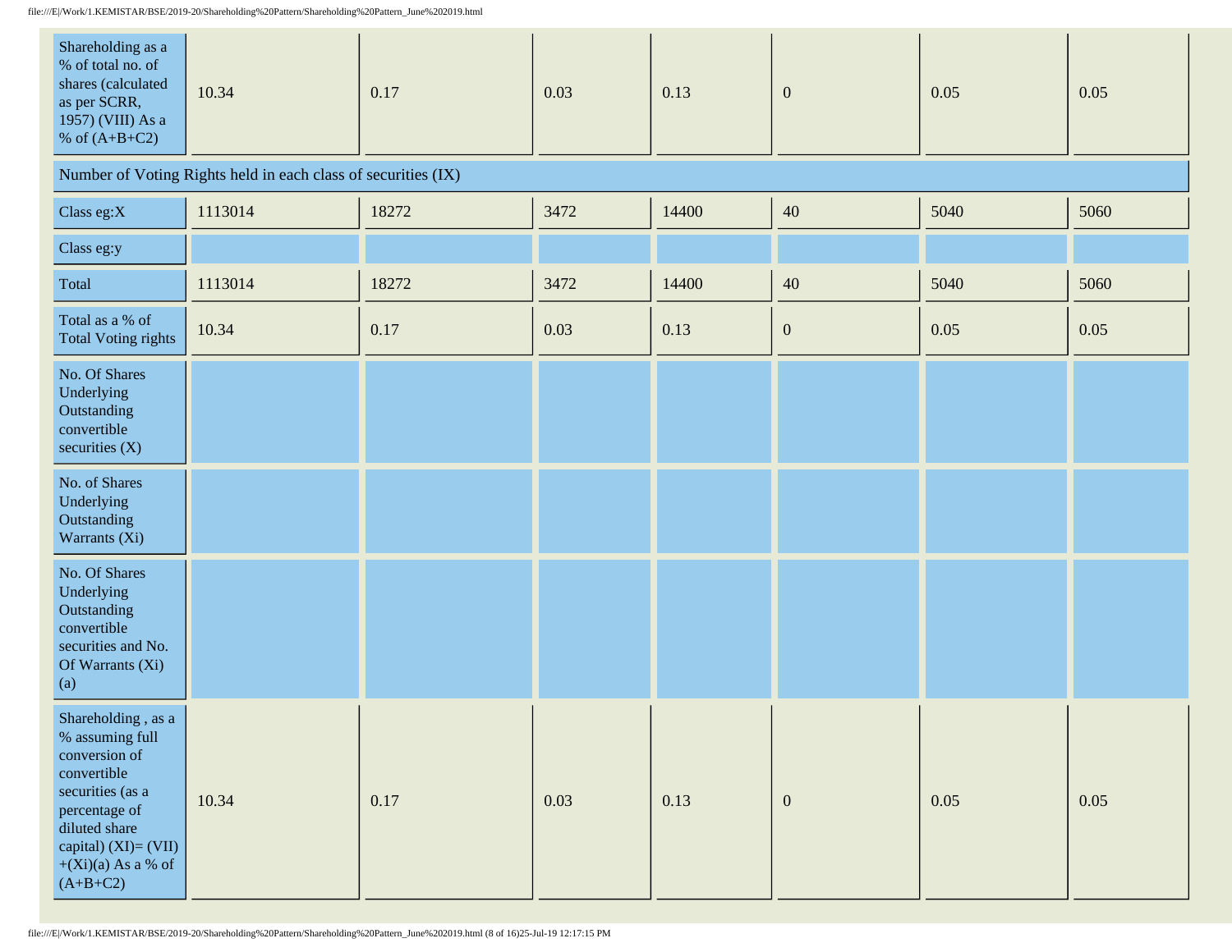| | | | | | | | |
|---|---|---|---|---|---|---|---|
| Shareholding as a % of total no. of shares (calculated as per SCRR, 1957) (VIII) As a % of (A+B+C2) | 10.34 | 0.17 | 0.03 | 0.13 | 0 | 0.05 | 0.05 |
| Number of Voting Rights held in each class of securities (IX) | | | | | | | |
| Class eg:X | 1113014 | 18272 | 3472 | 14400 | 40 | 5040 | 5060 |
| Class eg:y | | | | | | | |
| Total | 1113014 | 18272 | 3472 | 14400 | 40 | 5040 | 5060 |
| Total as a % of Total Voting rights | 10.34 | 0.17 | 0.03 | 0.13 | 0 | 0.05 | 0.05 |
| No. Of Shares Underlying Outstanding convertible securities (X) | | | | | | | |
| No. of Shares Underlying Outstanding Warrants (Xi) | | | | | | | |
| No. Of Shares Underlying Outstanding convertible securities and No. Of Warrants (Xi) (a) | | | | | | | |
| Shareholding , as a % assuming full conversion of convertible securities (as a percentage of diluted share capital) (XI)= (VII) +(Xi)(a) As a % of (A+B+C2) | 10.34 | 0.17 | 0.03 | 0.13 | 0 | 0.05 | 0.05 |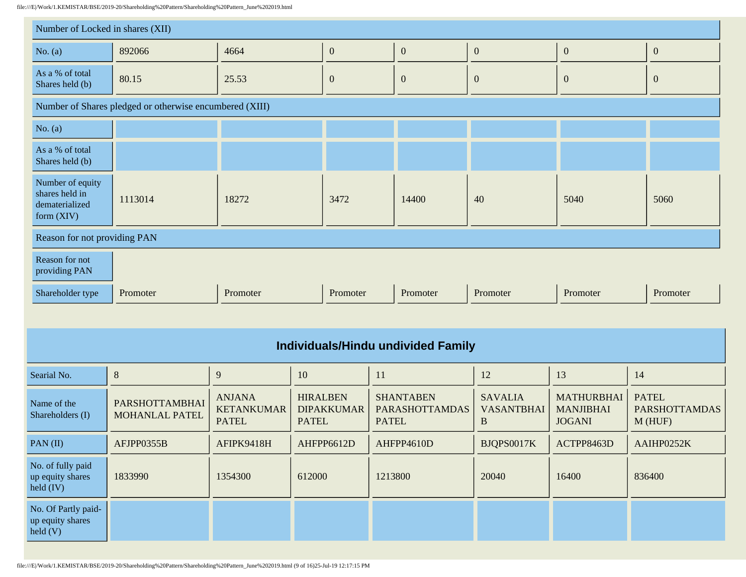| Number of Locked in shares (XII) | | | | | | | |
|---|---|---|---|---|---|---|---|
| No. (a) | 892066 | 4664 | 0 | 0 | 0 | 0 | 0 |
| As a % of total Shares held (b) | 80.15 | 25.53 | 0 | 0 | 0 | 0 | 0 |
| Number of Shares pledged or otherwise encumbered (XIII) | | | | | | | |
| No. (a) | | | | | | | |
| As a % of total Shares held (b) | | | | | | | |
| Number of equity shares held in dematerialized form (XIV) | 1113014 | 18272 | 3472 | 14400 | 40 | 5040 | 5060 |
| Reason for not providing PAN | | | | | | | |
| Reason for not providing PAN | | | | | | | |
| Shareholder type | Promoter | Promoter | Promoter | Promoter | Promoter | Promoter | Promoter |

## Individuals/Hindu undivided Family

| Searial No. | 8 | 9 | 10 | 11 | 12 | 13 | 14 |
|---|---|---|---|---|---|---|---|
| Name of the Shareholders (I) | PARSHOTTAMBHAI MOHANLAL PATEL | ANJANA KETANKUMAR PATEL | HIRALBEN DIPAKKUMAR PATEL | SHANTABEN PARASHOTTAMDAS PATEL | SAVALIA VASANTBHAI B | MATHURBHAI MANJIBHAI JOGANI | PATEL PARSHOTTAMDAS M (HUF) |
| PAN (II) | AFJPP0355B | AFIPK9418H | AHFPP6612D | AHFPP4610D | BJQPS0017K | ACTPP8463D | AAIHP0252K |
| No. of fully paid up equity shares held (IV) | 1833990 | 1354300 | 612000 | 1213800 | 20040 | 16400 | 836400 |
| No. Of Partly paid-up equity shares held (V) | | | | | | | |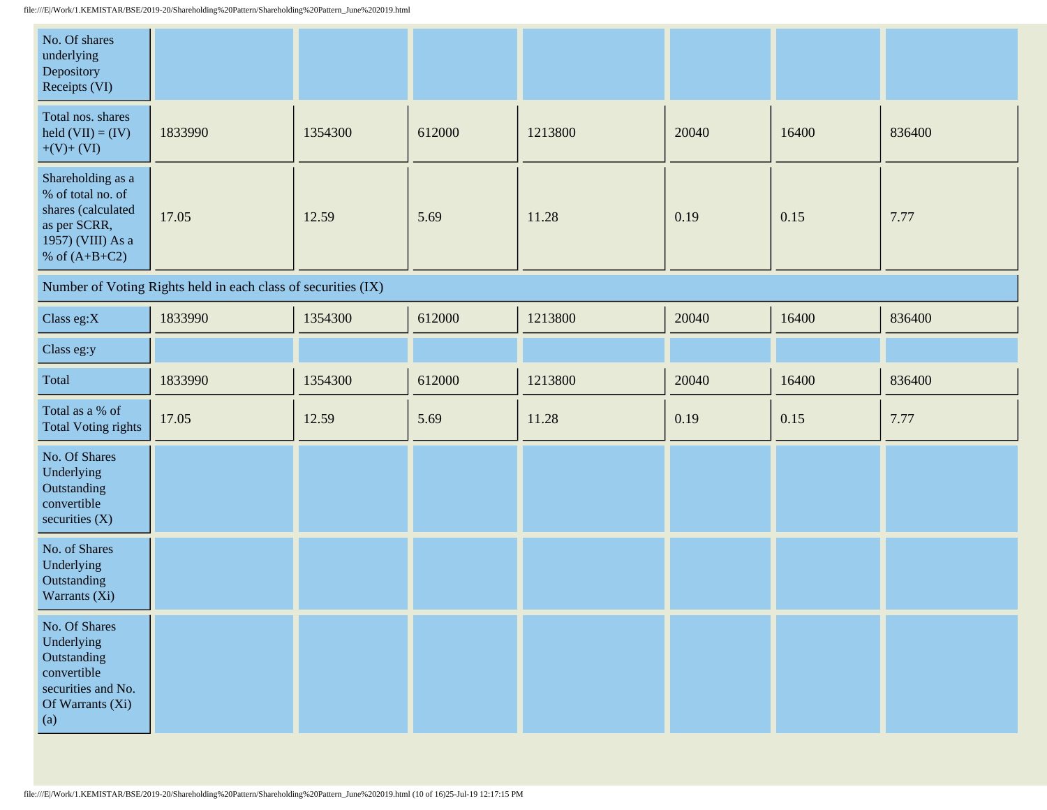| No. Of shares underlying Depository Receipts (VI) | | | | | | | |
|---|---|---|---|---|---|---|---|
| Total nos. shares held (VII) = (IV)+(V)+ (VI) | 1833990 | 1354300 | 612000 | 1213800 | 20040 | 16400 | 836400 |
| Shareholding as a % of total no. of shares (calculated as per SCRR, 1957) (VIII) As a % of (A+B+C2) | 17.05 | 12.59 | 5.69 | 11.28 | 0.19 | 0.15 | 7.77 |
| Number of Voting Rights held in each class of securities (IX) | | | | | | | |
| Class eg:X | 1833990 | 1354300 | 612000 | 1213800 | 20040 | 16400 | 836400 |
| Class eg:y | | | | | | | |
| Total | 1833990 | 1354300 | 612000 | 1213800 | 20040 | 16400 | 836400 |
| Total as a % of Total Voting rights | 17.05 | 12.59 | 5.69 | 11.28 | 0.19 | 0.15 | 7.77 |
| No. Of Shares Underlying Outstanding convertible securities (X) | | | | | | | |
| No. of Shares Underlying Outstanding Warrants (Xi) | | | | | | | |
| No. Of Shares Underlying Outstanding convertible securities and No. Of Warrants (Xi) (a) | | | | | | | |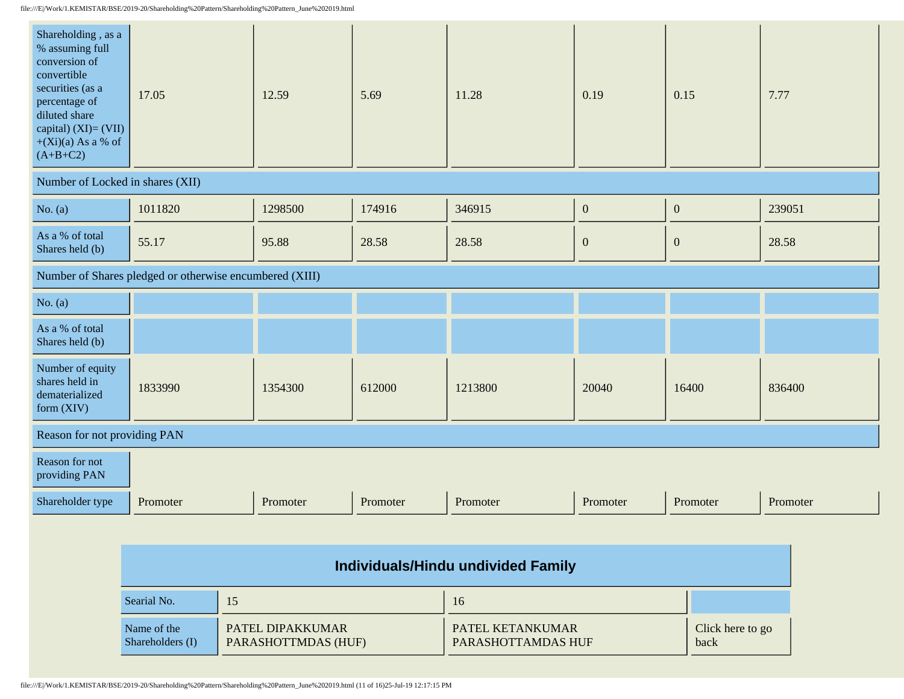| | | | | | | | |
|---|---|---|---|---|---|---|---|
| Shareholding , as a % assuming full conversion of convertible securities (as a percentage of diluted share capital) (XI)= (VII)+(Xi)(a) As a % of (A+B+C2) | 17.05 | 12.59 | 5.69 | 11.28 | 0.19 | 0.15 | 7.77 |
| **Number of Locked in shares (XII)** | | | | | | | |
| No. (a) | 1011820 | 1298500 | 174916 | 346915 | 0 | 0 | 239051 |
| As a % of total Shares held (b) | 55.17 | 95.88 | 28.58 | 28.58 | 0 | 0 | 28.58 |
| **Number of Shares pledged or otherwise encumbered (XIII)** | | | | | | | |
| No. (a) | | | | | | | |
| As a % of total Shares held (b) | | | | | | | |
| Number of equity shares held in dematerialized form (XIV) | 1833990 | 1354300 | 612000 | 1213800 | 20040 | 16400 | 836400 |
| **Reason for not providing PAN** | | | | | | | |
| Reason for not providing PAN | | | | | | | |
| Shareholder type | Promoter | Promoter | Promoter | Promoter | Promoter | Promoter | Promoter |

## Individuals/Hindu undivided Family

| Searial No. | 15 | 16 | |
|---|---|---|---|
| Name of the Shareholders (I) | PATEL DIPAKKUMAR PARASHOTTMDAS (HUF) | PATEL KETANKUMAR PARASHOTTAMDAS HUF | Click here to go back |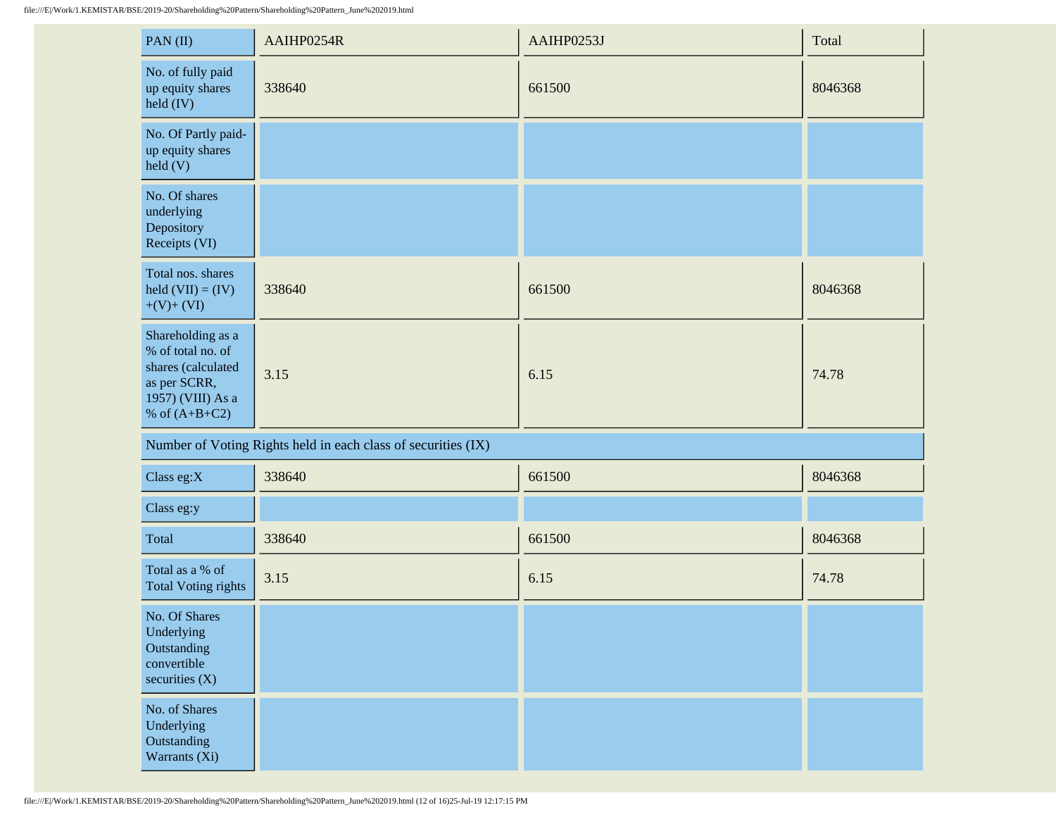| PAN (II) | AAIHP0254R | AAIHP0253J | Total |
|---|---|---|---|
| No. of fully paid up equity shares held (IV) | 338640 | 661500 | 8046368 |
| No. Of Partly paid-up equity shares held (V) | | | |
| No. Of shares underlying Depository Receipts (VI) | | | |
| Total nos. shares held (VII) = (IV)+(V)+ (VI) | 338640 | 661500 | 8046368 |
| Shareholding as a % of total no. of shares (calculated as per SCRR, 1957) (VIII) As a % of (A+B+C2) | 3.15 | 6.15 | 74.78 |
| Number of Voting Rights held in each class of securities (IX) | | | |
| Class eg:X | 338640 | 661500 | 8046368 |
| Class eg:y | | | |
| Total | 338640 | 661500 | 8046368 |
| Total as a % of Total Voting rights | 3.15 | 6.15 | 74.78 |
| No. Of Shares Underlying Outstanding convertible securities (X) | | | |
| No. of Shares Underlying Outstanding Warrants (Xi) | | | |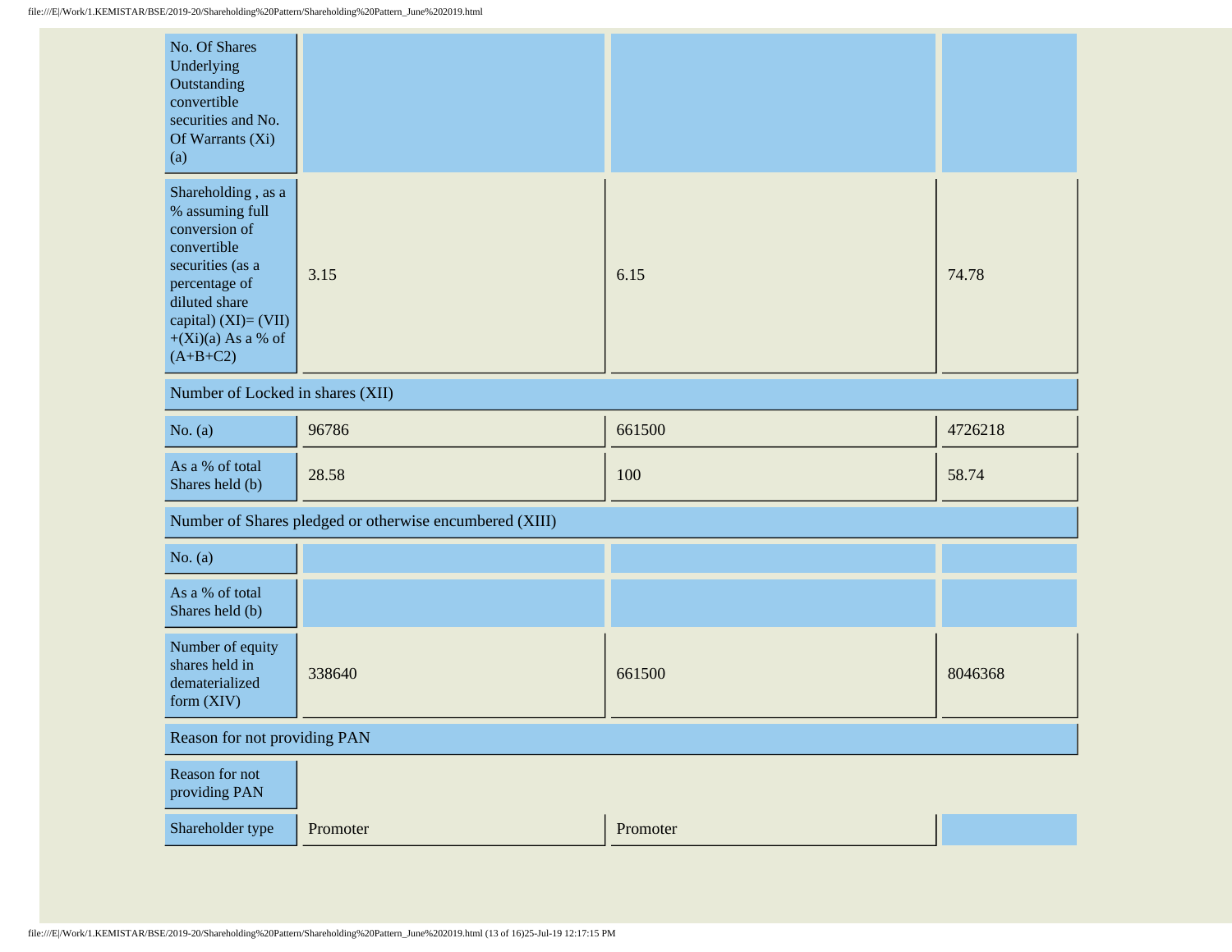| | | | |
|---|---|---|---|
| No. Of Shares Underlying Outstanding convertible securities and No. Of Warrants (Xi) (a) | | | |
| Shareholding , as a % assuming full conversion of convertible securities (as a percentage of diluted share capital) (XI)= (VII)+(Xi)(a) As a % of (A+B+C2) | 3.15 | 6.15 | 74.78 |
| Number of Locked in shares (XII) | | | |
| No. (a) | 96786 | 661500 | 4726218 |
| As a % of total Shares held (b) | 28.58 | 100 | 58.74 |
| Number of Shares pledged or otherwise encumbered (XIII) | | | |
| No. (a) | | | |
| As a % of total Shares held (b) | | | |
| Number of equity shares held in dematerialized form (XIV) | 338640 | 661500 | 8046368 |
| Reason for not providing PAN | | | |
| Reason for not providing PAN | | | |
| Shareholder type | Promoter | Promoter | |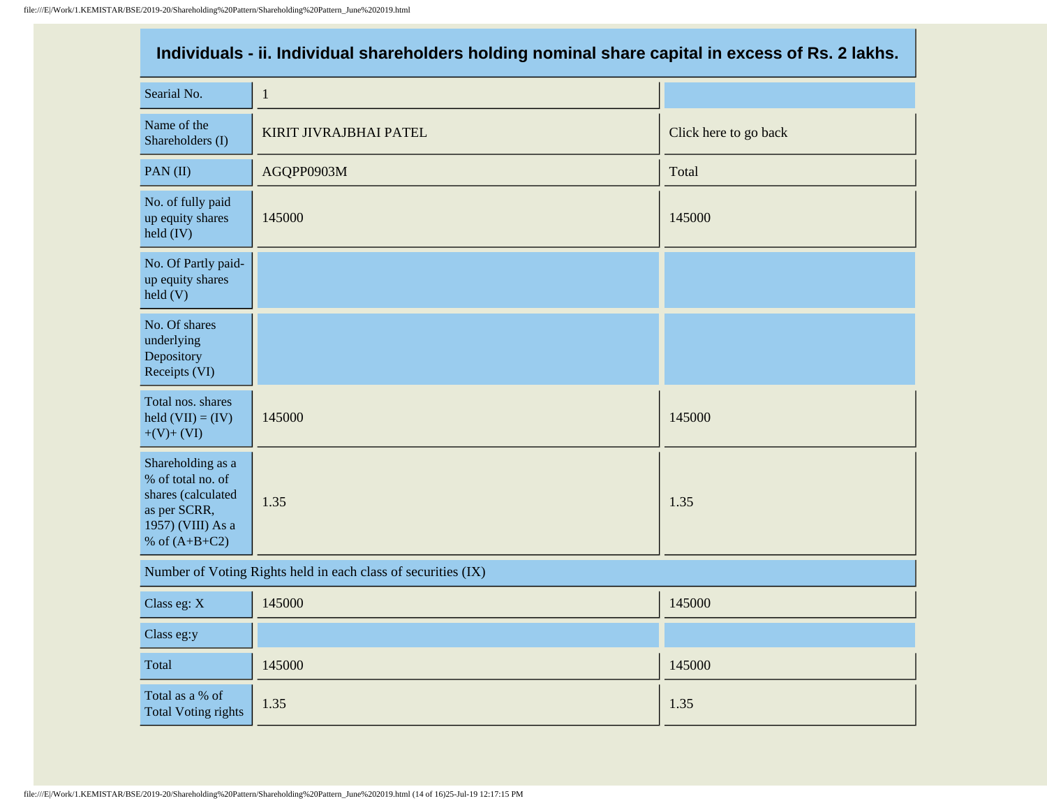## Individuals - ii. Individual shareholders holding nominal share capital in excess of Rs. 2 lakhs.

| Searial No. | 1 | |
|---|---|---|
| Name of the Shareholders (I) | KIRIT JIVRAJBHAI PATEL | Click here to go back |
| PAN (II) | AGQPP0903M | Total |
| No. of fully paid up equity shares held (IV) | 145000 | 145000 |
| No. Of Partly paid-up equity shares held (V) | | |
| No. Of shares underlying Depository Receipts (VI) | | |
| Total nos. shares held (VII) = (IV)+(V)+ (VI) | 145000 | 145000 |
| Shareholding as a % of total no. of shares (calculated as per SCRR, 1957) (VIII) As a % of (A+B+C2) | 1.35 | 1.35 |
| Number of Voting Rights held in each class of securities (IX) | | |
| Class eg: X | 145000 | 145000 |
| Class eg:y | | |
| Total | 145000 | 145000 |
| Total as a % of Total Voting rights | 1.35 | 1.35 |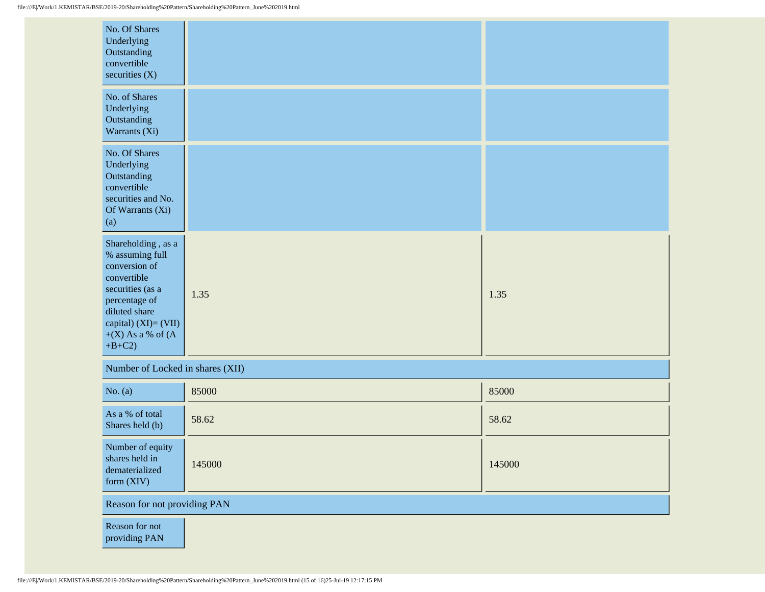| | | |
|---|---|---|
| No. Of Shares Underlying Outstanding convertible securities (X) | | |
| No. of Shares Underlying Outstanding Warrants (Xi) | | |
| No. Of Shares Underlying Outstanding convertible securities and No. Of Warrants (Xi) (a) | | |
| Shareholding , as a % assuming full conversion of convertible securities (as a percentage of diluted share capital) (XI)= (VII)+(X) As a % of (A+B+C2) | 1.35 | 1.35 |
| **Number of Locked in shares (XII)** | | |
| No. (a) | 85000 | 85000 |
| As a % of total Shares held (b) | 58.62 | 58.62 |
| Number of equity shares held in dematerialized form (XIV) | 145000 | 145000 |
| **Reason for not providing PAN** | | |
| Reason for not providing PAN | | |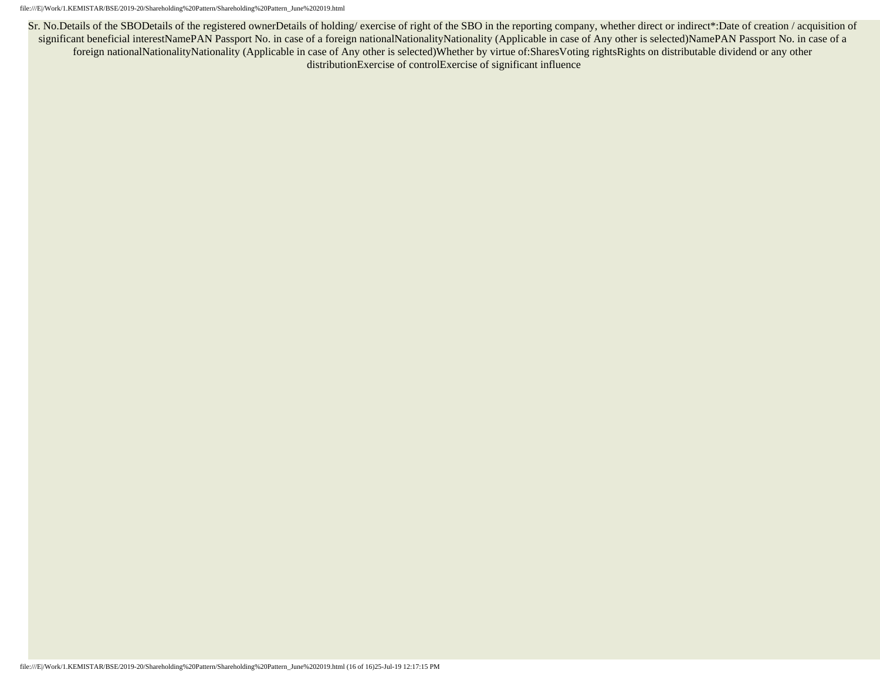| Sr. No. | Details of the SBO | | | | Details of the registered owner | | | | Details of holding/ exercise of right of the SBO in the reporting company, whether direct or indirect*: | | | | | Date of creation / acquisition of significant beneficial interest |
|---|---|---|---|---|---|---|---|---|---|---|---|---|---|---|
| | Name | PAN | Passport No. in case of a foreign national | Nationality | Nationality (Applicable in case of Any other is selected) | Name | PAN | Passport No. in case of a foreign national | Nationality | Nationality (Applicable in case of Any other is selected) | Whether by virtue of: | | | | |
| | | | | | | | | | | | Shares | Voting rights | Rights on distributable dividend or any other distribution | Exercise of control | Exercise of significant influence | |